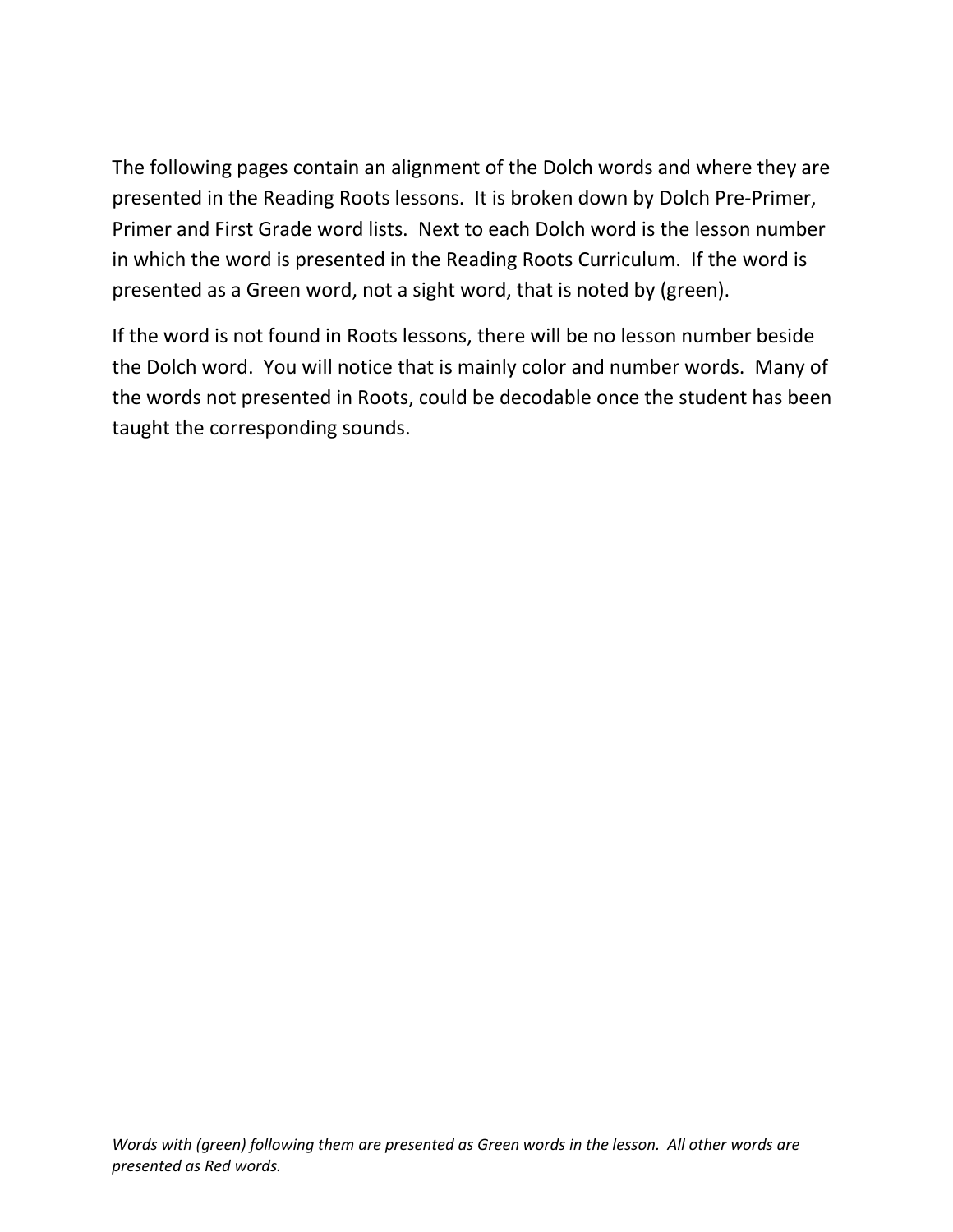The following pages contain an alignment of the Dolch words and where they are presented in the Reading Roots lessons. It is broken down by Dolch Pre-Primer, Primer and First Grade word lists. Next to each Dolch word is the lesson number in which the word is presented in the Reading Roots Curriculum. If the word is presented as a Green word, not a sight word, that is noted by (green).

If the word is not found in Roots lessons, there will be no lesson number beside the Dolch word. You will notice that is mainly color and number words. Many of the words not presented in Roots, could be decodable once the student has been taught the corresponding sounds.

*Words with (green) following them are presented as Green words in the lesson. All other words are presented as Red words.*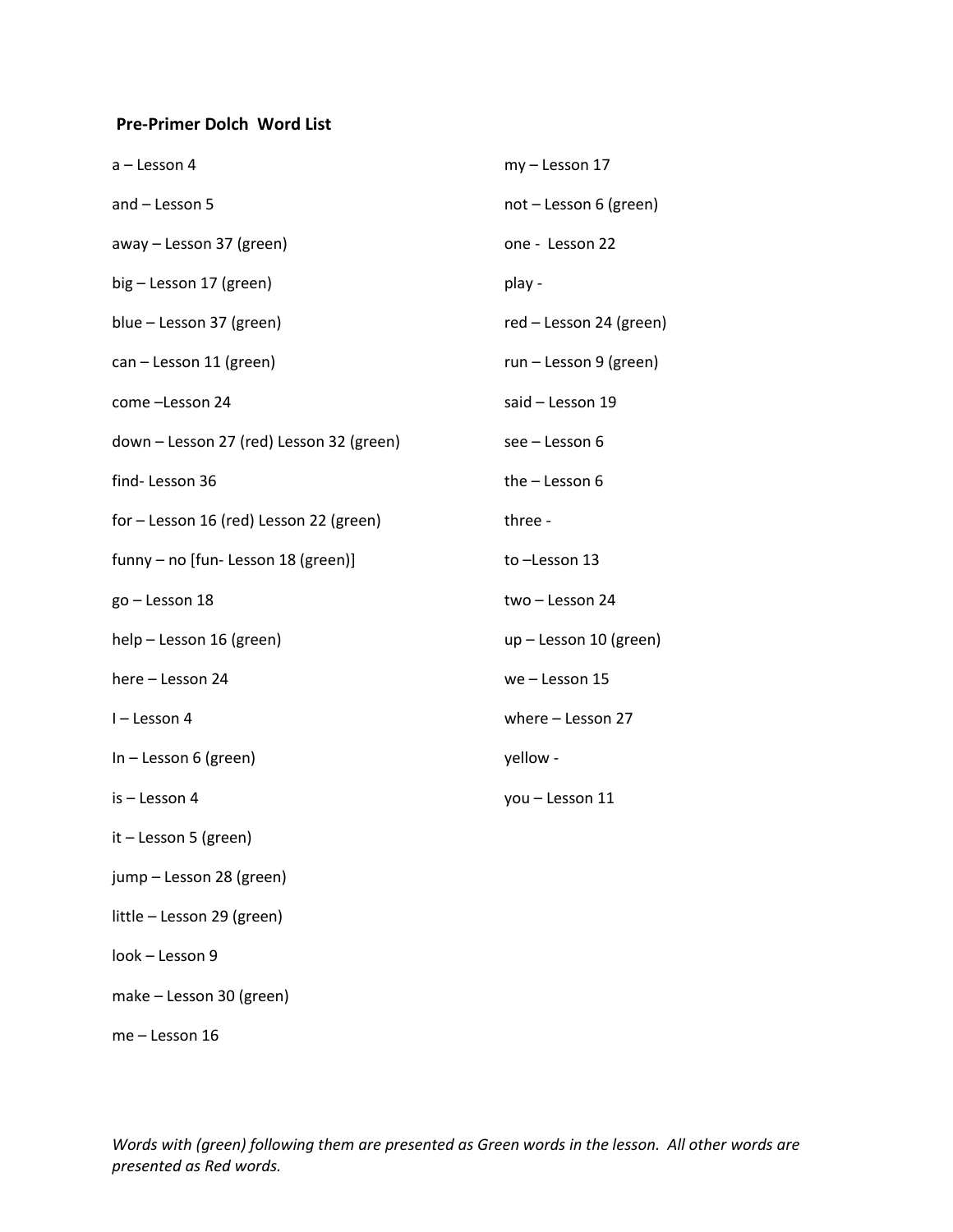**Pre-Primer Dolch Word List**

a – Lesson 4

and – Lesson 5

away – Lesson 37 (green)

big – Lesson 17 (green)

blue – Lesson 37 (green)

can – Lesson 11 (green)

come –Lesson 24

down – Lesson 27 (red) Lesson 32 (green)

find- Lesson 36

for – Lesson 16 (red) Lesson 22 (green)

funny – no [fun- Lesson 18 (green)]

go – Lesson 18

help – Lesson 16 (green)

here – Lesson 24

I – Lesson 4

In – Lesson 6 (green)

is – Lesson 4

it – Lesson 5 (green)

jump – Lesson 28 (green)

little – Lesson 29 (green)

look – Lesson 9

make – Lesson 30 (green)

me – Lesson 16

my – Lesson 17

not – Lesson 6 (green)

one - Lesson 22

play -

red – Lesson 24 (green)

run – Lesson 9 (green)

said – Lesson 19

see – Lesson 6

the – Lesson 6

three -

to –Lesson 13

two – Lesson 24

up – Lesson 10 (green)

we – Lesson 15

where – Lesson 27

yellow -

you – Lesson 11

*Words with (green) following them are presented as Green words in the lesson. All other words are presented as Red words.*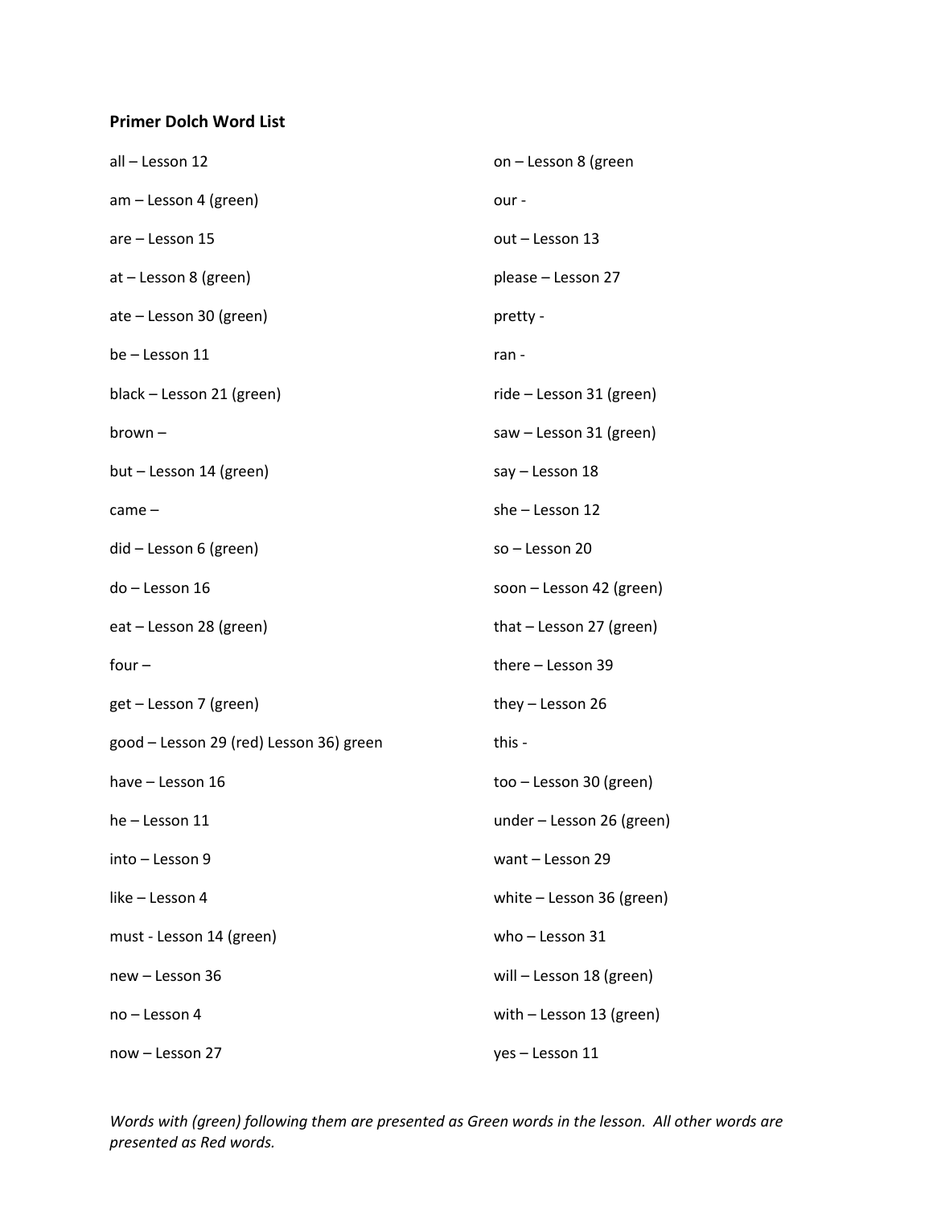**Primer Dolch Word List**

all – Lesson 12

am – Lesson 4 (green)

are – Lesson 15

at – Lesson 8 (green)

ate – Lesson 30 (green)

be – Lesson 11

black – Lesson 21 (green)

brown –

but – Lesson 14 (green)

came –

did – Lesson 6 (green)

do – Lesson 16

eat – Lesson 28 (green)

four –

get – Lesson 7 (green)

good – Lesson 29 (red) Lesson 36) green

have – Lesson 16

he – Lesson 11

into – Lesson 9

like – Lesson 4

must - Lesson 14 (green)

new – Lesson 36

no – Lesson 4

now – Lesson 27

on – Lesson 8 (green

our -

out – Lesson 13

please – Lesson 27

pretty -

ran -

ride – Lesson 31 (green)

saw – Lesson 31 (green)

say – Lesson 18

she – Lesson 12

so – Lesson 20

soon – Lesson 42 (green)

that – Lesson 27 (green)

there – Lesson 39

they – Lesson 26

this -

too – Lesson 30 (green)

under – Lesson 26 (green)

want – Lesson 29

white – Lesson 36 (green)

who – Lesson 31

will – Lesson 18 (green)

with – Lesson 13 (green)

yes – Lesson 11

*Words with (green) following them are presented as Green words in the lesson. All other words are presented as Red words.*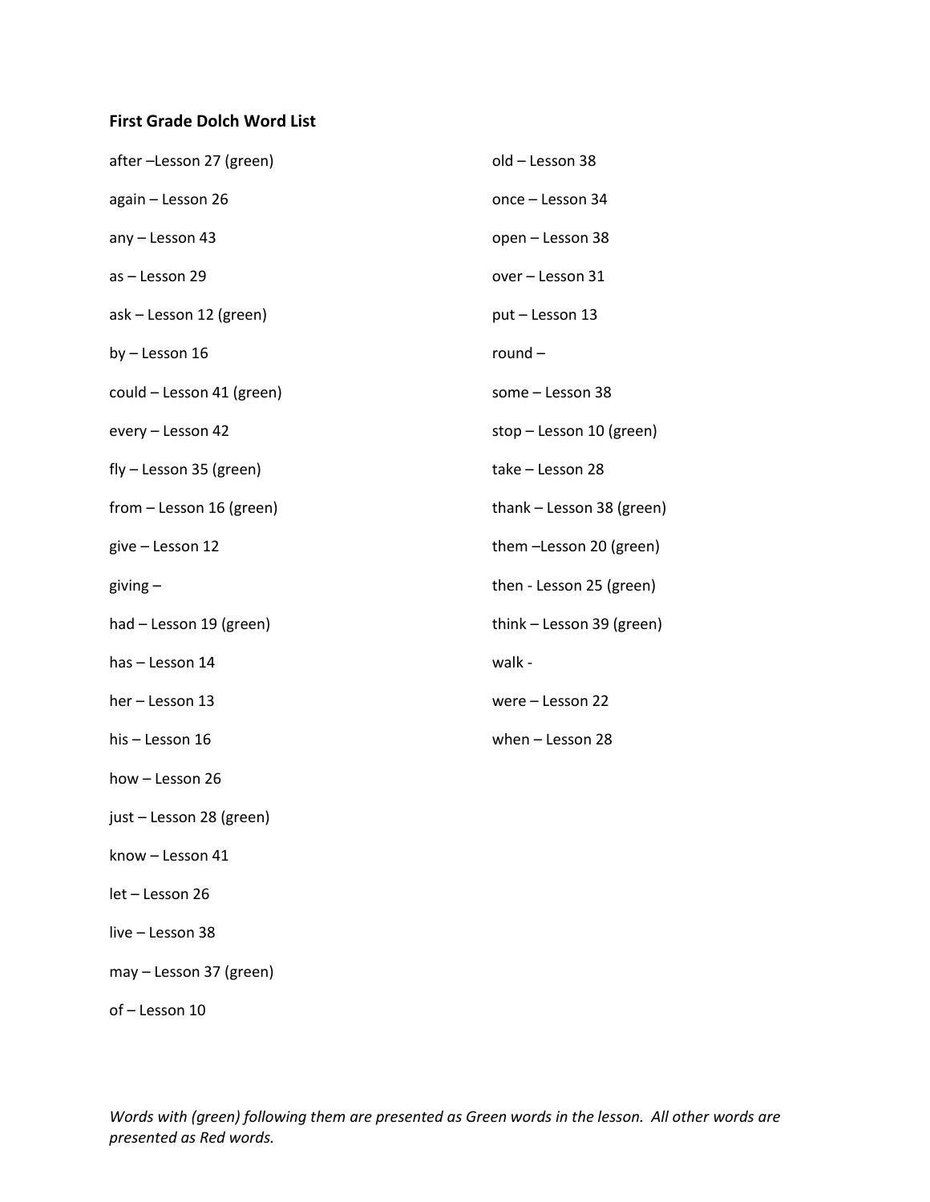**First Grade Dolch Word List**

after –Lesson 27 (green)

again – Lesson 26

any – Lesson 43

as – Lesson 29

ask – Lesson 12 (green)

by – Lesson 16

could – Lesson 41 (green)

every – Lesson 42

fly – Lesson 35 (green)

from – Lesson 16 (green)

give – Lesson 12

giving –

had – Lesson 19 (green)

has – Lesson 14

her – Lesson 13

his – Lesson 16

how – Lesson 26

just – Lesson 28 (green)

know – Lesson 41

let – Lesson 26

live – Lesson 38

may – Lesson 37 (green)

of – Lesson 10

old – Lesson 38

once – Lesson 34

open – Lesson 38

over – Lesson 31

put – Lesson 13

round –

some – Lesson 38

stop – Lesson 10 (green)

take – Lesson 28

thank – Lesson 38 (green)

them –Lesson 20 (green)

then - Lesson 25 (green)

think – Lesson 39 (green)

walk -

were – Lesson 22

when – Lesson 28

*Words with (green) following them are presented as Green words in the lesson. All other words are presented as Red words.*